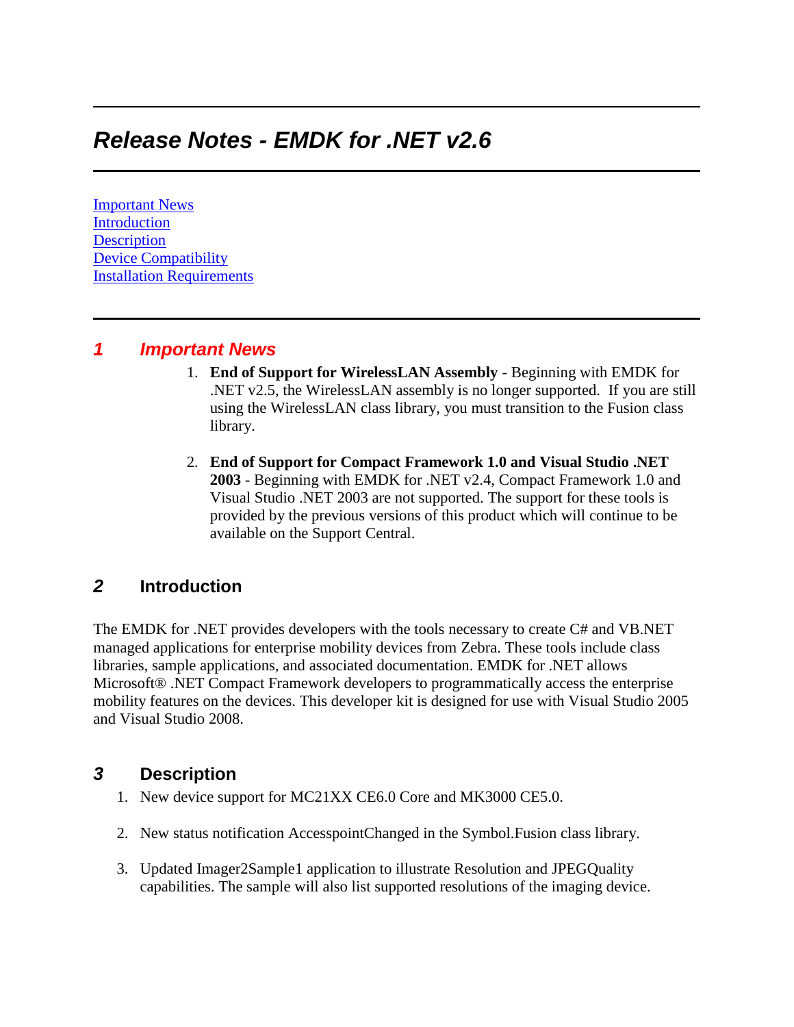# *Release Notes - EMDK for .NET v2.6*

[Important News](#)
[Introduction](#)
[Description](#)
[Device Compatibility](#)
[Installation Requirements](#)

## *1 Important News*

1. **End of Support for WirelessLAN Assembly** - Beginning with EMDK for .NET v2.5, the WirelessLAN assembly is no longer supported. If you are still using the WirelessLAN class library, you must transition to the Fusion class library.

2. **End of Support for Compact Framework 1.0 and Visual Studio .NET 2003** - Beginning with EMDK for .NET v2.4, Compact Framework 1.0 and Visual Studio .NET 2003 are not supported. The support for these tools is provided by the previous versions of this product which will continue to be available on the Support Central.

## *2* Introduction

The EMDK for .NET provides developers with the tools necessary to create C# and VB.NET managed applications for enterprise mobility devices from Zebra. These tools include class libraries, sample applications, and associated documentation. EMDK for .NET allows Microsoft® .NET Compact Framework developers to programmatically access the enterprise mobility features on the devices. This developer kit is designed for use with Visual Studio 2005 and Visual Studio 2008.

## *3* Description

1. New device support for MC21XX CE6.0 Core and MK3000 CE5.0.

2. New status notification AccesspointChanged in the Symbol.Fusion class library.

3. Updated Imager2Sample1 application to illustrate Resolution and JPEGQuality capabilities. The sample will also list supported resolutions of the imaging device.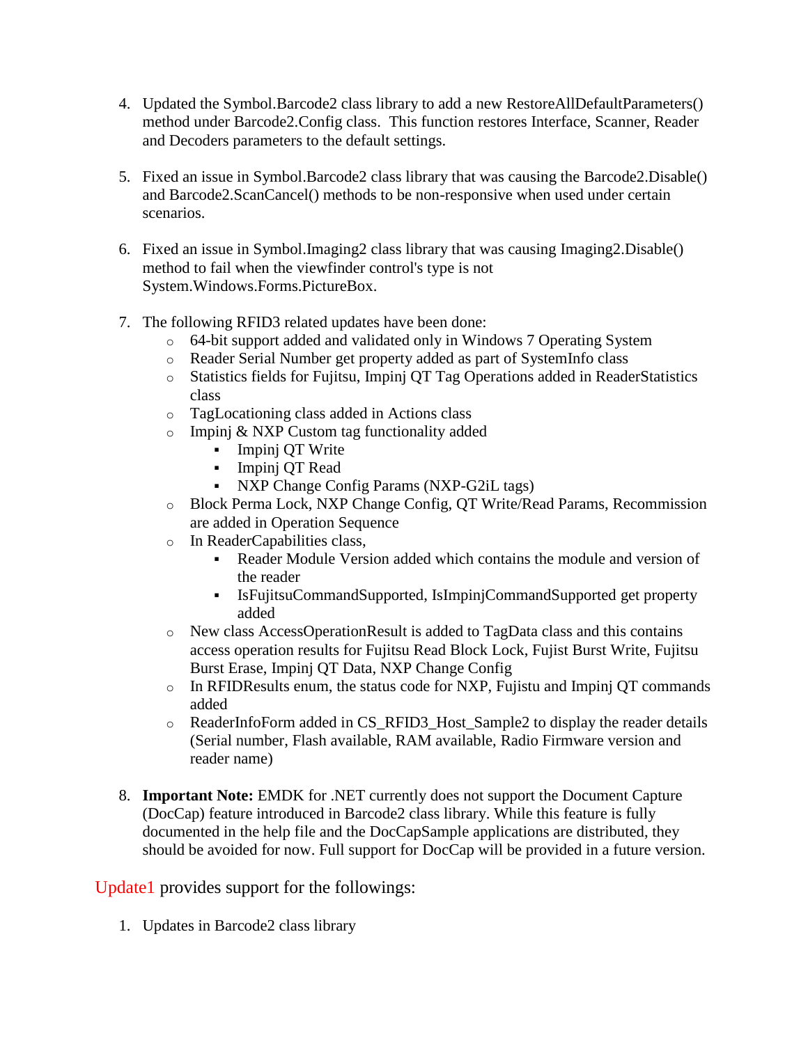4. Updated the Symbol.Barcode2 class library to add a new RestoreAllDefaultParameters() method under Barcode2.Config class. This function restores Interface, Scanner, Reader and Decoders parameters to the default settings.

5. Fixed an issue in Symbol.Barcode2 class library that was causing the Barcode2.Disable() and Barcode2.ScanCancel() methods to be non-responsive when used under certain scenarios.

6. Fixed an issue in Symbol.Imaging2 class library that was causing Imaging2.Disable() method to fail when the viewfinder control's type is not System.Windows.Forms.PictureBox.

7. The following RFID3 related updates have been done:
   - 64-bit support added and validated only in Windows 7 Operating System
   - Reader Serial Number get property added as part of SystemInfo class
   - Statistics fields for Fujitsu, Impinj QT Tag Operations added in ReaderStatistics class
   - TagLocationing class added in Actions class
   - Impinj & NXP Custom tag functionality added
     - Impinj QT Write
     - Impinj QT Read
     - NXP Change Config Params (NXP-G2iL tags)
   - Block Perma Lock, NXP Change Config, QT Write/Read Params, Recommission are added in Operation Sequence
   - In ReaderCapabilities class,
     - Reader Module Version added which contains the module and version of the reader
     - IsFujitsuCommandSupported, IsImpinjCommandSupported get property added
   - New class AccessOperationResult is added to TagData class and this contains access operation results for Fujitsu Read Block Lock, Fujist Burst Write, Fujitsu Burst Erase, Impinj QT Data, NXP Change Config
   - In RFIDResults enum, the status code for NXP, Fujistu and Impinj QT commands added
   - ReaderInfoForm added in CS_RFID3_Host_Sample2 to display the reader details (Serial number, Flash available, RAM available, Radio Firmware version and reader name)

8. **Important Note:** EMDK for .NET currently does not support the Document Capture (DocCap) feature introduced in Barcode2 class library. While this feature is fully documented in the help file and the DocCapSample applications are distributed, they should be avoided for now. Full support for DocCap will be provided in a future version.

Update1 provides support for the followings:

1. Updates in Barcode2 class library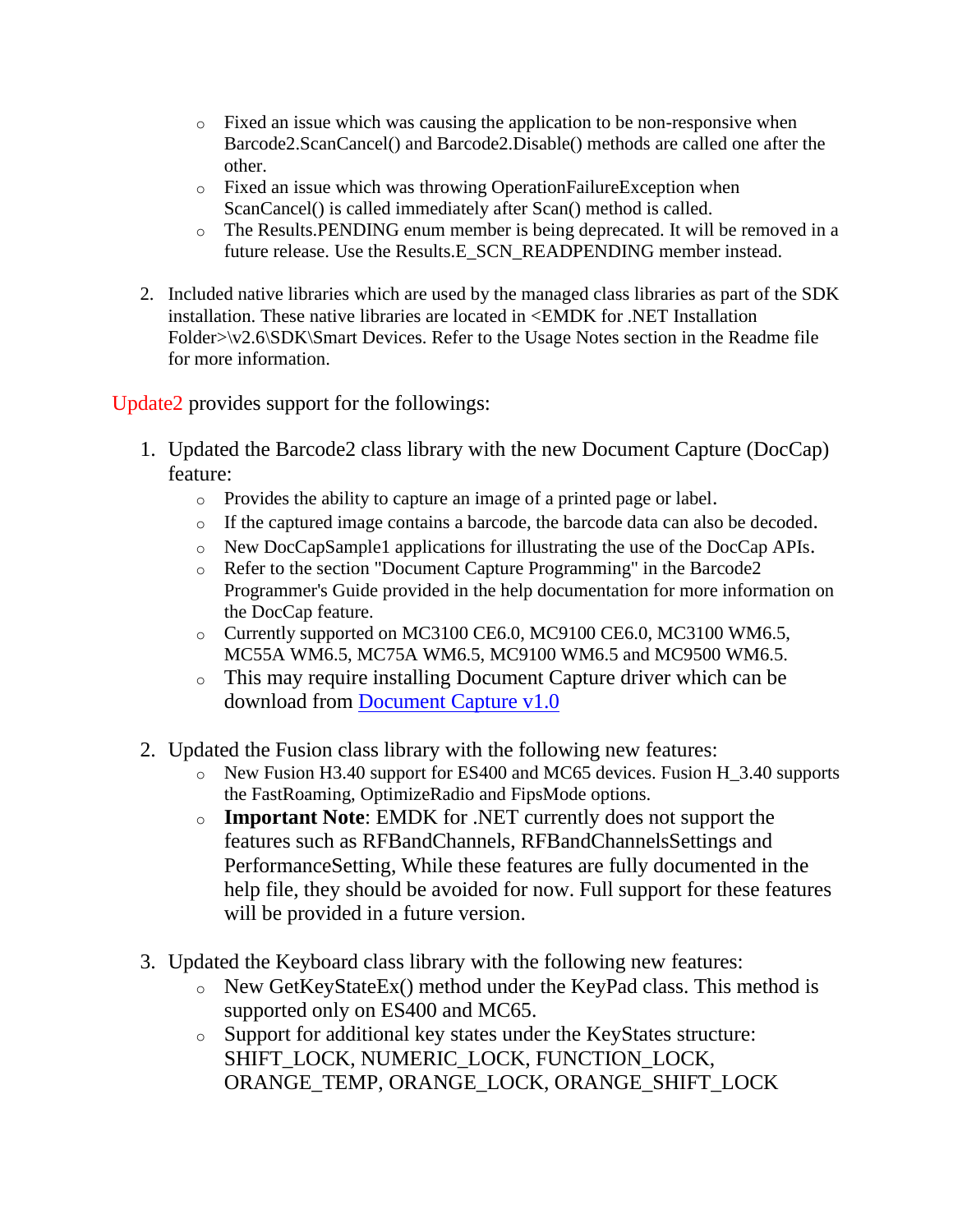- Fixed an issue which was causing the application to be non-responsive when Barcode2.ScanCancel() and Barcode2.Disable() methods are called one after the other.
- Fixed an issue which was throwing OperationFailureException when ScanCancel() is called immediately after Scan() method is called.
- The Results.PENDING enum member is being deprecated. It will be removed in a future release. Use the Results.E_SCN_READPENDING member instead.

2. Included native libraries which are used by the managed class libraries as part of the SDK installation. These native libraries are located in <EMDK for .NET Installation Folder>\v2.6\SDK\Smart Devices. Refer to the Usage Notes section in the Readme file for more information.

Update2 provides support for the followings:

1. Updated the Barcode2 class library with the new Document Capture (DocCap) feature:
   - Provides the ability to capture an image of a printed page or label.
   - If the captured image contains a barcode, the barcode data can also be decoded.
   - New DocCapSample1 applications for illustrating the use of the DocCap APIs.
   - Refer to the section "Document Capture Programming" in the Barcode2 Programmer's Guide provided in the help documentation for more information on the DocCap feature.
   - Currently supported on MC3100 CE6.0, MC9100 CE6.0, MC3100 WM6.5, MC55A WM6.5, MC75A WM6.5, MC9100 WM6.5 and MC9500 WM6.5.
   - This may require installing Document Capture driver which can be download from Document Capture v1.0

2. Updated the Fusion class library with the following new features:
   - New Fusion H3.40 support for ES400 and MC65 devices. Fusion H_3.40 supports the FastRoaming, OptimizeRadio and FipsMode options.
   - **Important Note**: EMDK for .NET currently does not support the features such as RFBandChannels, RFBandChannelsSettings and PerformanceSetting, While these features are fully documented in the help file, they should be avoided for now. Full support for these features will be provided in a future version.

3. Updated the Keyboard class library with the following new features:
   - New GetKeyStateEx() method under the KeyPad class. This method is supported only on ES400 and MC65.
   - Support for additional key states under the KeyStates structure: SHIFT_LOCK, NUMERIC_LOCK, FUNCTION_LOCK, ORANGE_TEMP, ORANGE_LOCK, ORANGE_SHIFT_LOCK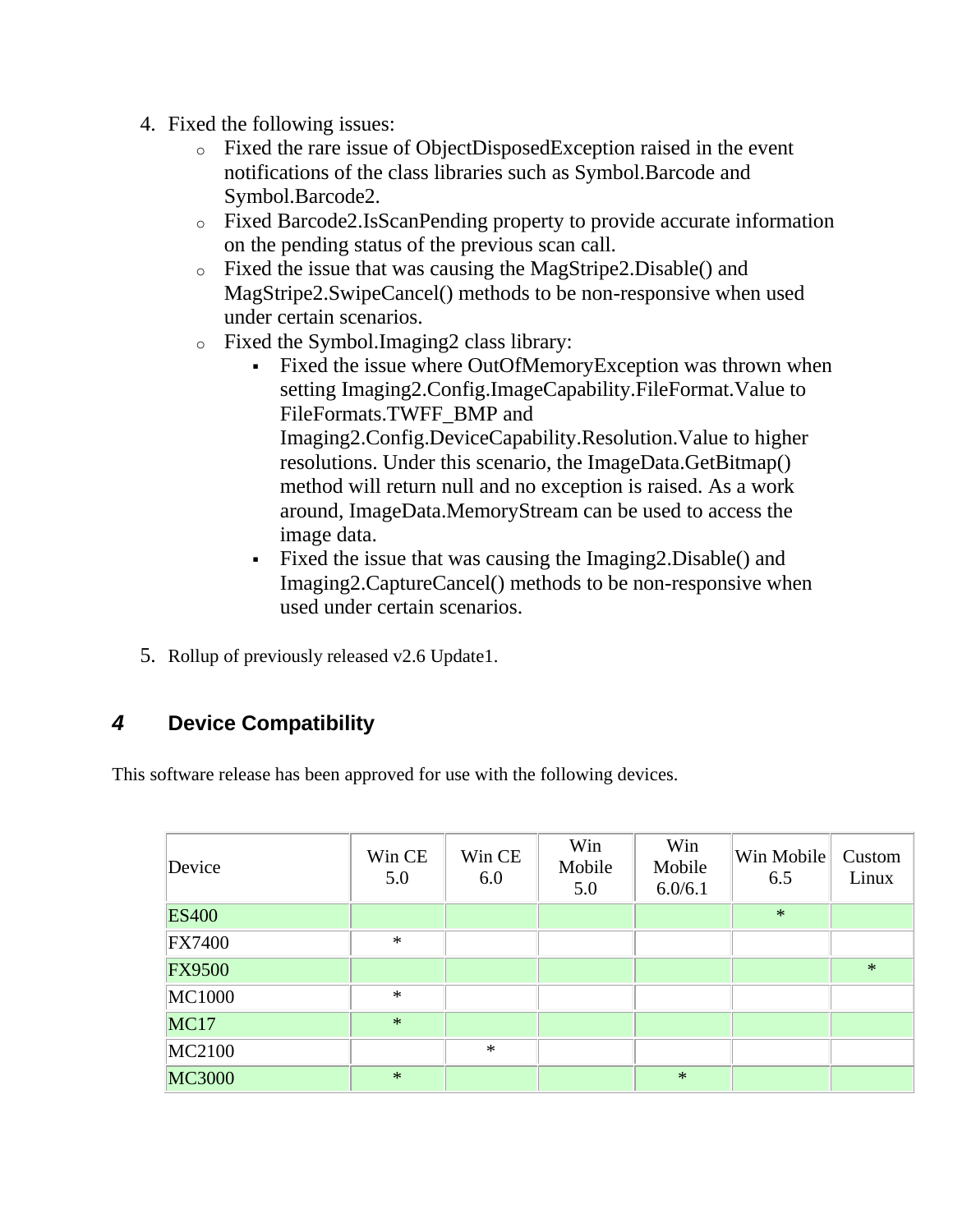4. Fixed the following issues:
   - Fixed the rare issue of ObjectDisposedException raised in the event notifications of the class libraries such as Symbol.Barcode and Symbol.Barcode2.
   - Fixed Barcode2.IsScanPending property to provide accurate information on the pending status of the previous scan call.
   - Fixed the issue that was causing the MagStripe2.Disable() and MagStripe2.SwipeCancel() methods to be non-responsive when used under certain scenarios.
   - Fixed the Symbol.Imaging2 class library:
     - Fixed the issue where OutOfMemoryException was thrown when setting Imaging2.Config.ImageCapability.FileFormat.Value to FileFormats.TWFF_BMP and Imaging2.Config.DeviceCapability.Resolution.Value to higher resolutions. Under this scenario, the ImageData.GetBitmap() method will return null and no exception is raised. As a work around, ImageData.MemoryStream can be used to access the image data.
     - Fixed the issue that was causing the Imaging2.Disable() and Imaging2.CaptureCancel() methods to be non-responsive when used under certain scenarios.

5. Rollup of previously released v2.6 Update1.

## 4 Device Compatibility

This software release has been approved for use with the following devices.

| Device | Win CE 5.0 | Win CE 6.0 | Win Mobile 5.0 | Win Mobile 6.0/6.1 | Win Mobile 6.5 | Custom Linux |
|---|---|---|---|---|---|---|
| ES400 | | | | | * | |
| FX7400 | * | | | | | |
| FX9500 | | | | | | * |
| MC1000 | * | | | | | |
| MC17 | * | | | | | |
| MC2100 | | * | | | | |
| MC3000 | * | | | * | | |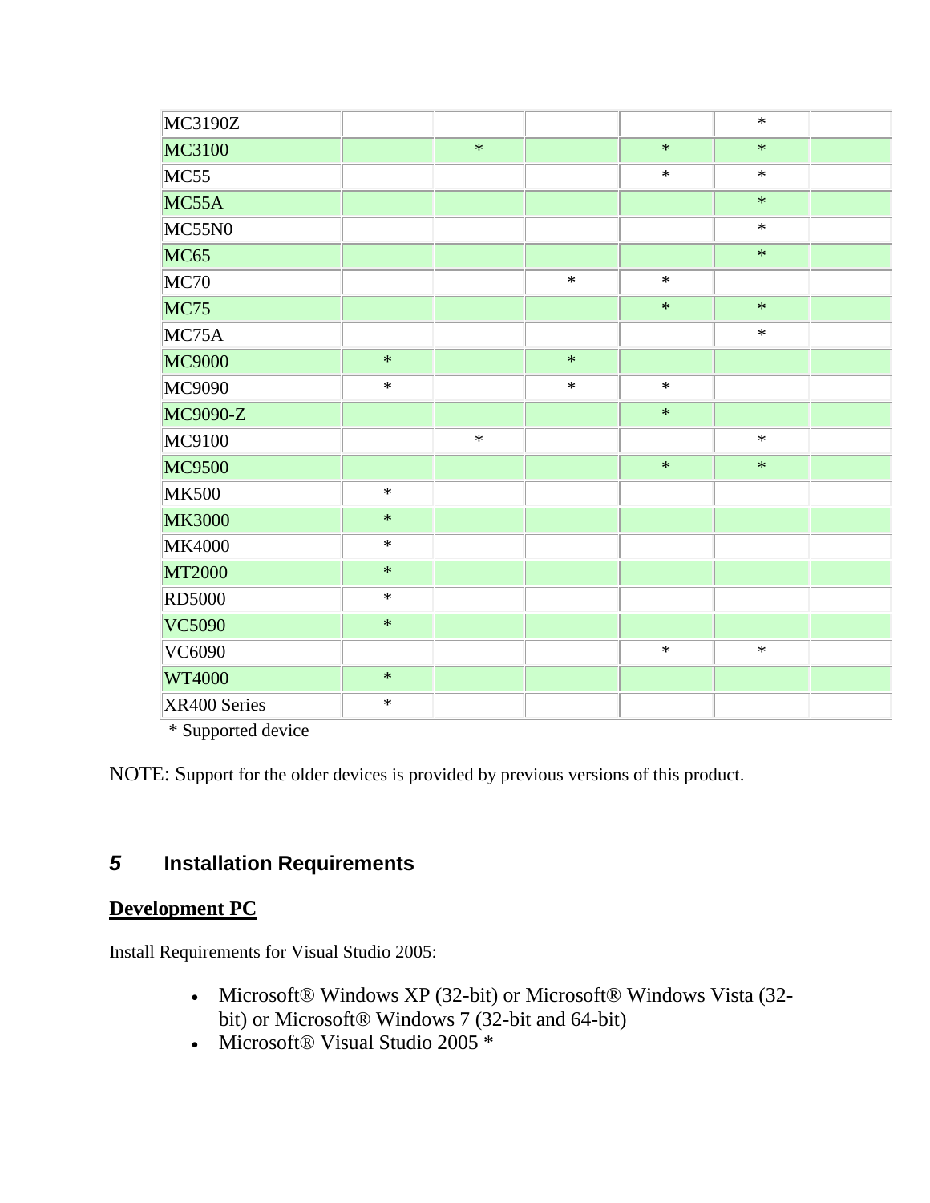| | | | | | | |
|---|---|---|---|---|---|---|
| MC3190Z | | | | | * | |
| MC3100 | | * | | * | * | |
| MC55 | | | | * | * | |
| MC55A | | | | | * | |
| MC55N0 | | | | | * | |
| MC65 | | | | | * | |
| MC70 | | | * | * | | |
| MC75 | | | | * | * | |
| MC75A | | | | | * | |
| MC9000 | * | | * | | | |
| MC9090 | * | | * | * | | |
| MC9090-Z | | | | * | | |
| MC9100 | | * | | | * | |
| MC9500 | | | | * | * | |
| MK500 | * | | | | | |
| MK3000 | * | | | | | |
| MK4000 | * | | | | | |
| MT2000 | * | | | | | |
| RD5000 | * | | | | | |
| VC5090 | * | | | | | |
| VC6090 | | | | * | * | |
| WT4000 | * | | | | | |
| XR400 Series | * | | | | | |

* Supported device

NOTE: Support for the older devices is provided by previous versions of this product.

## 5 Installation Requirements

**Development PC**

Install Requirements for Visual Studio 2005:

- Microsoft® Windows XP (32-bit) or Microsoft® Windows Vista (32-bit) or Microsoft® Windows 7 (32-bit and 64-bit)
- Microsoft® Visual Studio 2005 *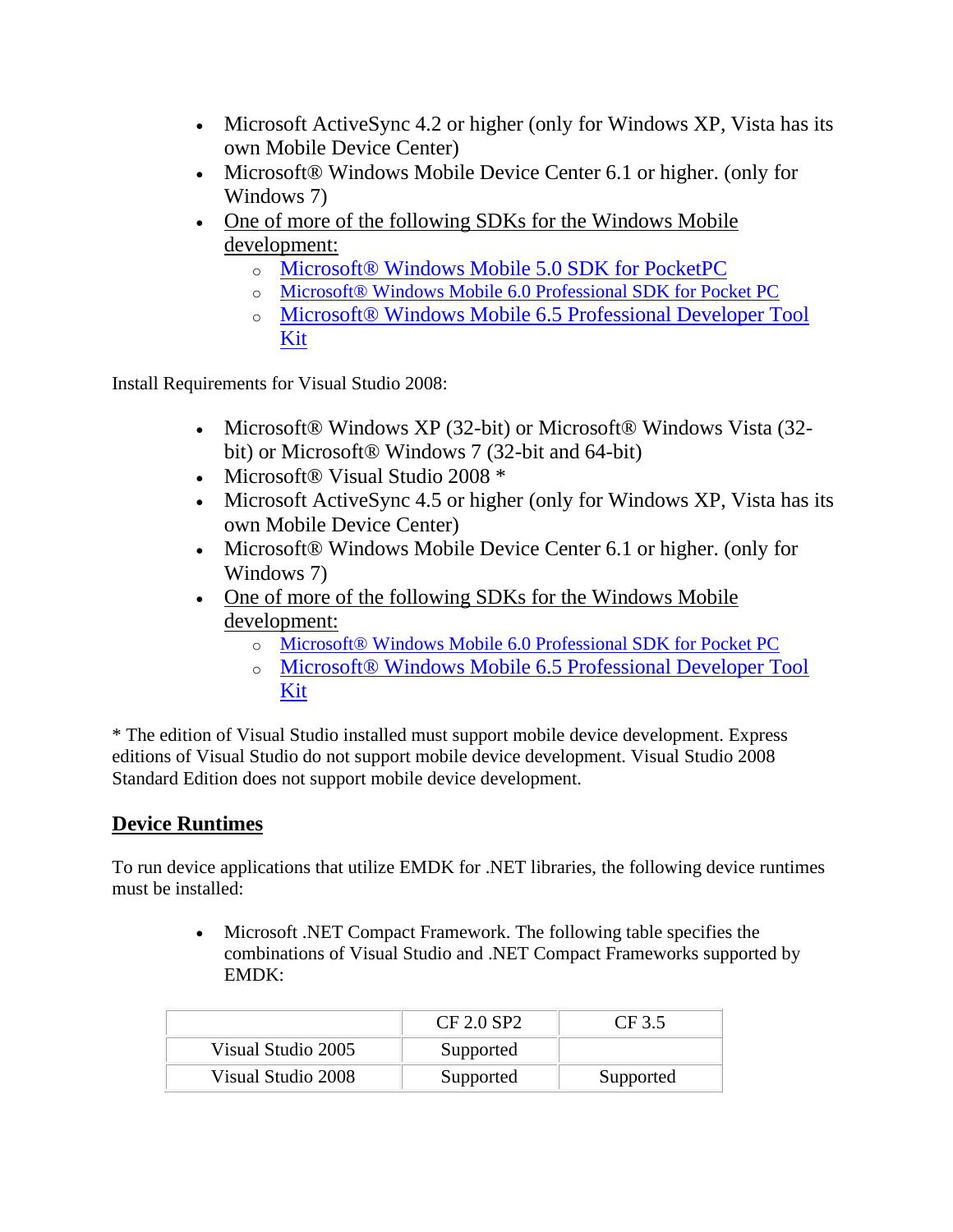- Microsoft ActiveSync 4.2 or higher (only for Windows XP, Vista has its own Mobile Device Center)
- Microsoft® Windows Mobile Device Center 6.1 or higher. (only for Windows 7)
- One of more of the following SDKs for the Windows Mobile development:
  - Microsoft® Windows Mobile 5.0 SDK for PocketPC
  - Microsoft® Windows Mobile 6.0 Professional SDK for Pocket PC
  - Microsoft® Windows Mobile 6.5 Professional Developer Tool Kit

Install Requirements for Visual Studio 2008:

- Microsoft® Windows XP (32-bit) or Microsoft® Windows Vista (32-bit) or Microsoft® Windows 7 (32-bit and 64-bit)
- Microsoft® Visual Studio 2008 *
- Microsoft ActiveSync 4.5 or higher (only for Windows XP, Vista has its own Mobile Device Center)
- Microsoft® Windows Mobile Device Center 6.1 or higher. (only for Windows 7)
- One of more of the following SDKs for the Windows Mobile development:
  - Microsoft® Windows Mobile 6.0 Professional SDK for Pocket PC
  - Microsoft® Windows Mobile 6.5 Professional Developer Tool Kit

* The edition of Visual Studio installed must support mobile device development. Express editions of Visual Studio do not support mobile device development. Visual Studio 2008 Standard Edition does not support mobile device development.

## Device Runtimes

To run device applications that utilize EMDK for .NET libraries, the following device runtimes must be installed:

- Microsoft .NET Compact Framework. The following table specifies the combinations of Visual Studio and .NET Compact Frameworks supported by EMDK:

| | CF 2.0 SP2 | CF 3.5 |
|---|---|---|
| Visual Studio 2005 | Supported | |
| Visual Studio 2008 | Supported | Supported |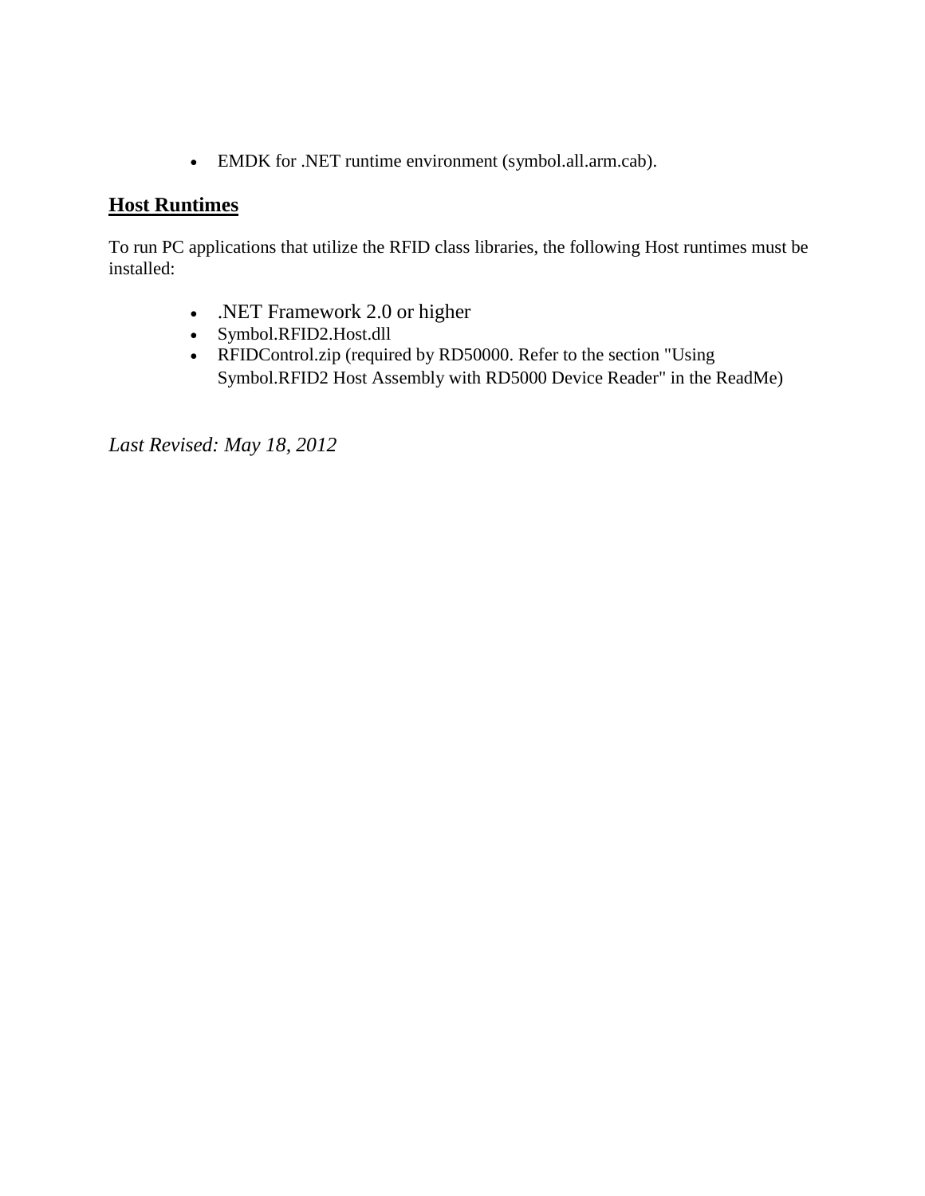- EMDK for .NET runtime environment (symbol.all.arm.cab).

## Host Runtimes

To run PC applications that utilize the RFID class libraries, the following Host runtimes must be installed:

- .NET Framework 2.0 or higher
- Symbol.RFID2.Host.dll
- RFIDControl.zip (required by RD50000. Refer to the section "Using Symbol.RFID2 Host Assembly with RD5000 Device Reader" in the ReadMe)

*Last Revised: May 18, 2012*